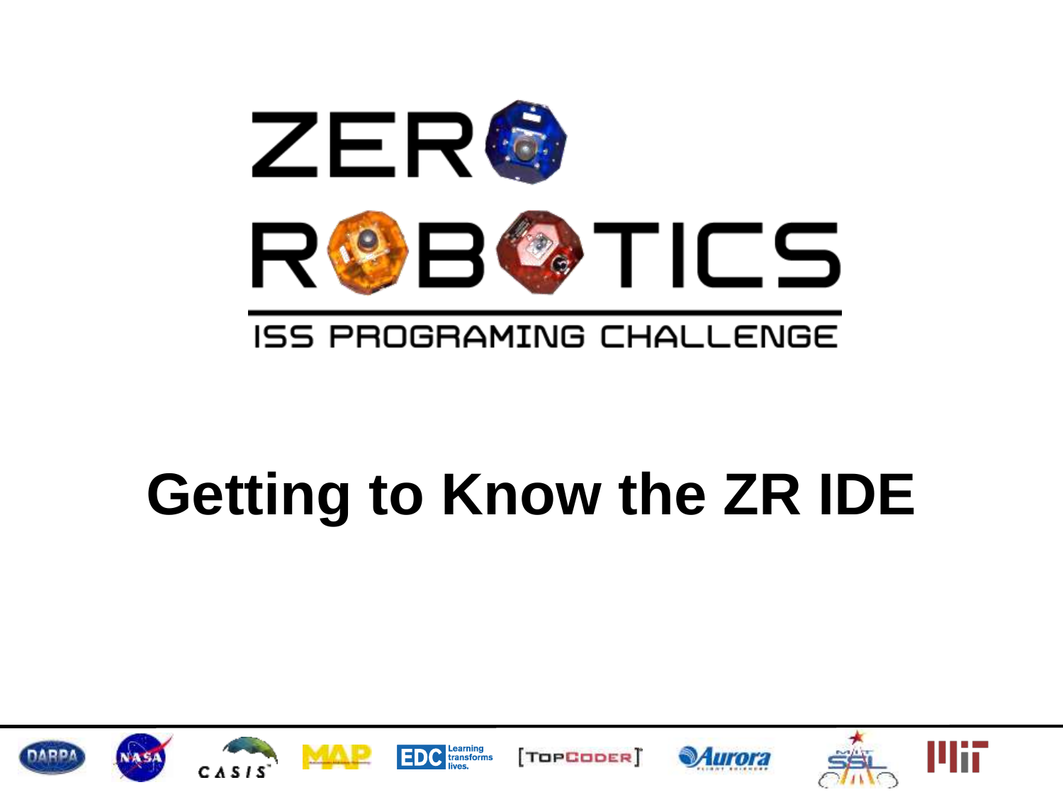# ZERO ROBOTICS

ISS PROGRAMING CHALLENGE

# Getting to Know the ZR IDE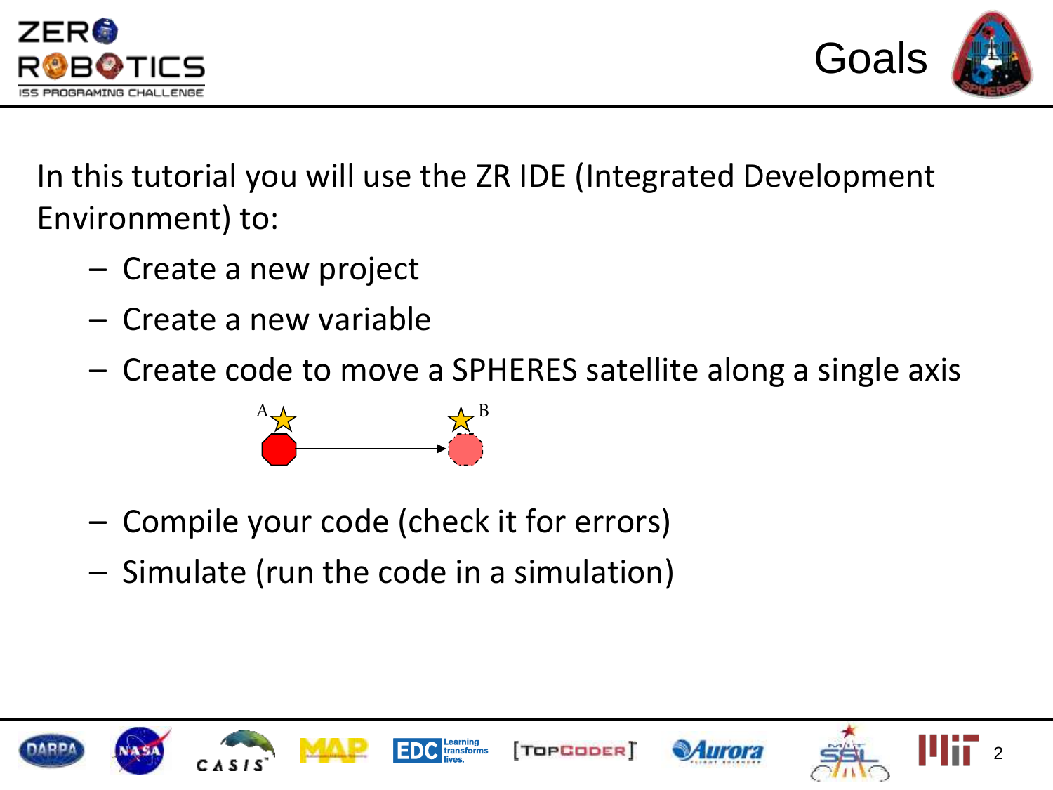# Goals

In this tutorial you will use the ZR IDE (Integrated Development Environment) to:

- Create a new project
- Create a new variable
- Create code to move a SPHERES satellite along a single axis

A B

- Compile your code (check it for errors)
- Simulate (run the code in a simulation)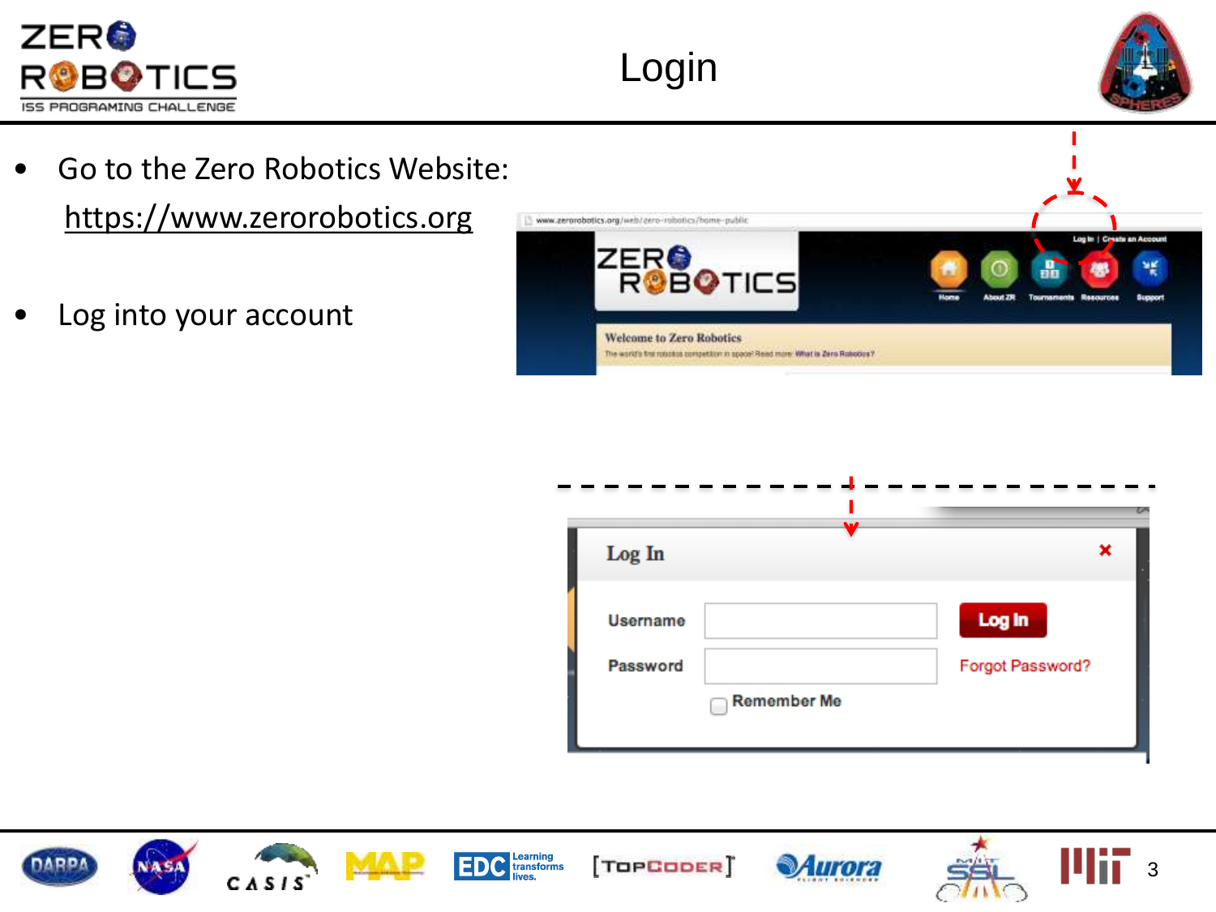# Login

- Go to the Zero Robotics Website: https://www.zerorobotics.org
- Log into your account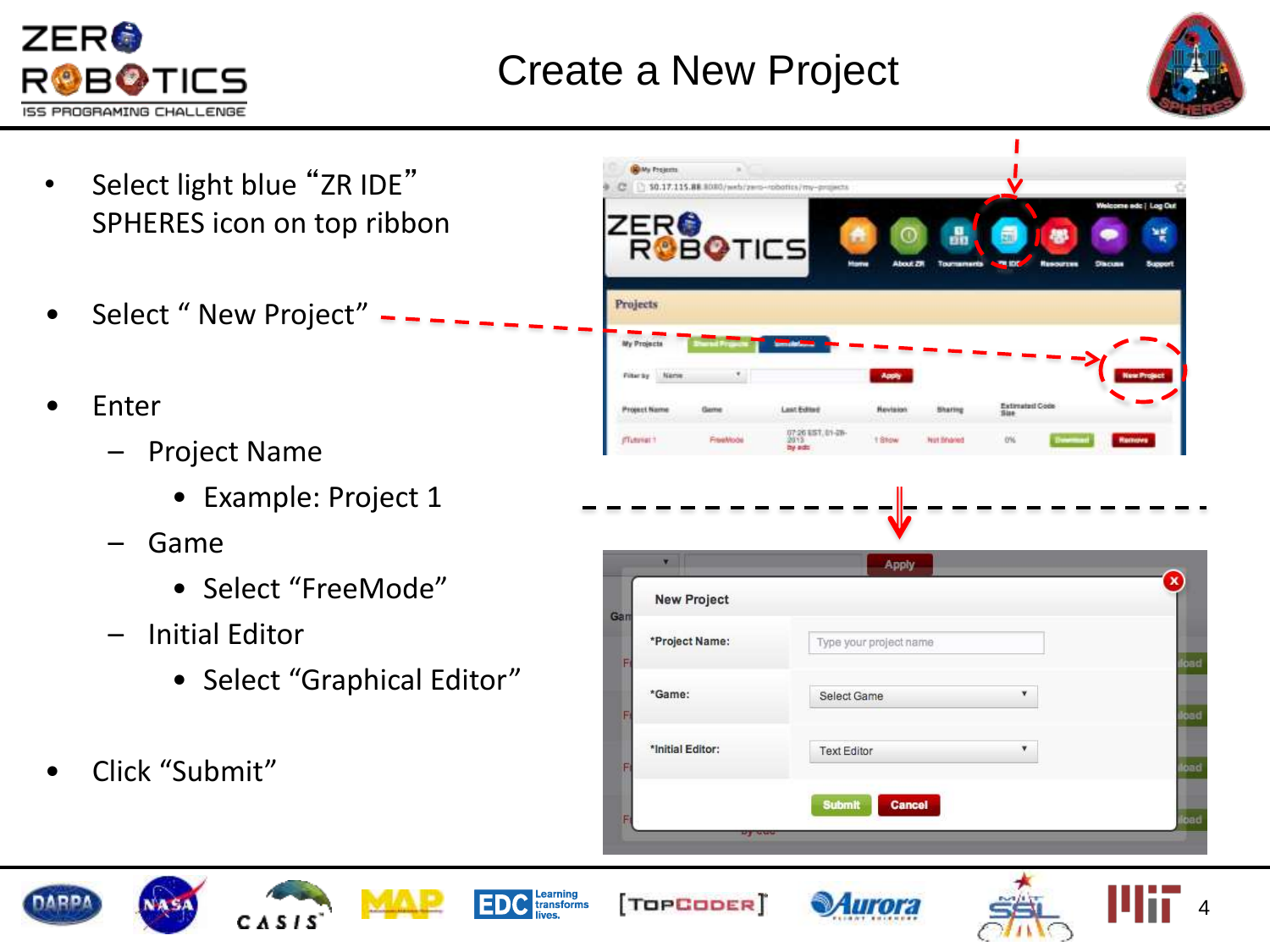# Create a New Project

- Select light blue "ZR IDE" SPHERES icon on top ribbon
- Select " New Project"
- Enter
  - Project Name
    - Example: Project 1
  - Game
    - Select "FreeMode"
  - Initial Editor
    - Select "Graphical Editor"
- Click "Submit"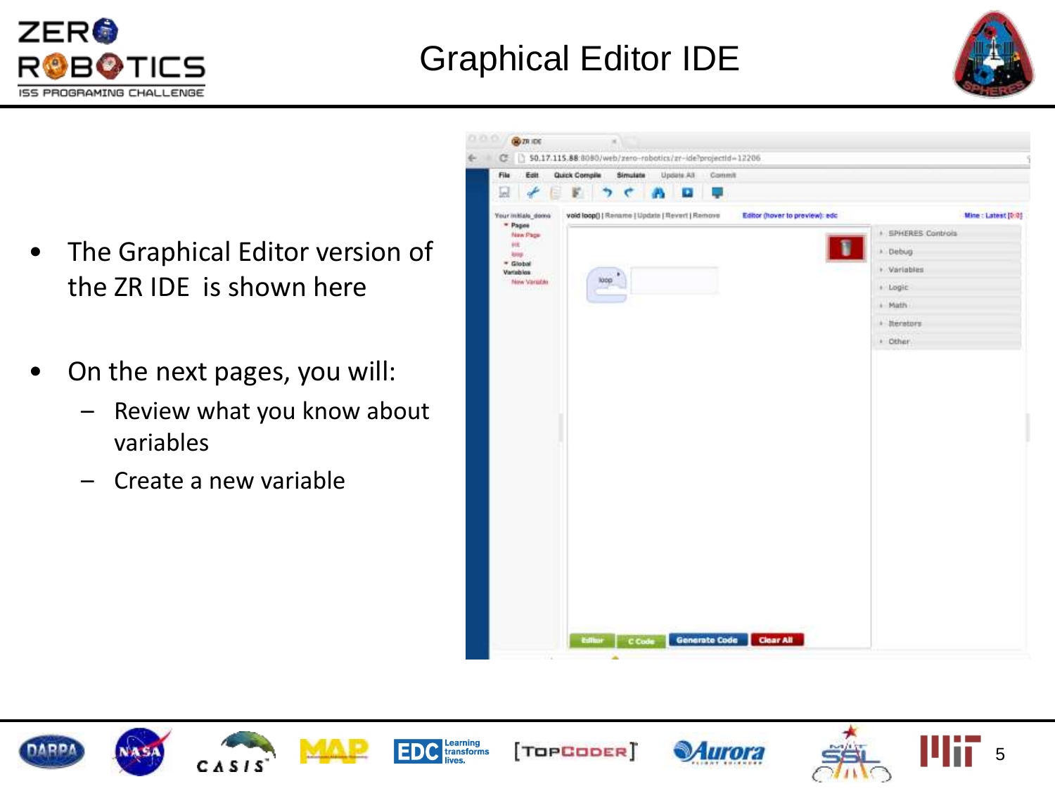# Graphical Editor IDE

- The Graphical Editor version of the ZR IDE is shown here
- On the next pages, you will:
  - Review what you know about variables
  - Create a new variable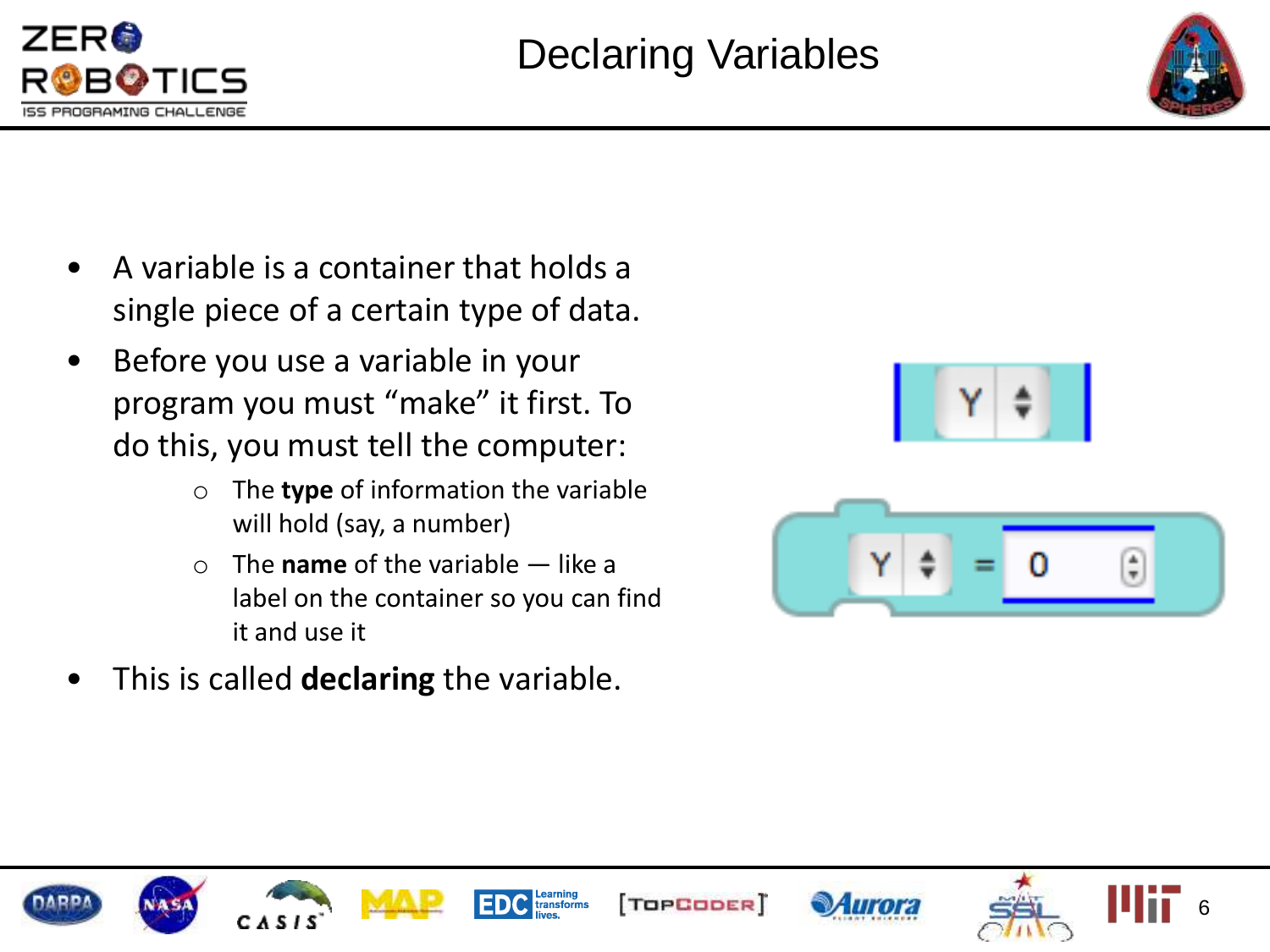# Declaring Variables

- A variable is a container that holds a single piece of a certain type of data.
- Before you use a variable in your program you must “make” it first. To do this, you must tell the computer:
  - The **type** of information the variable will hold (say, a number)
  - The **name** of the variable — like a label on the container so you can find it and use it
- This is called **declaring** the variable.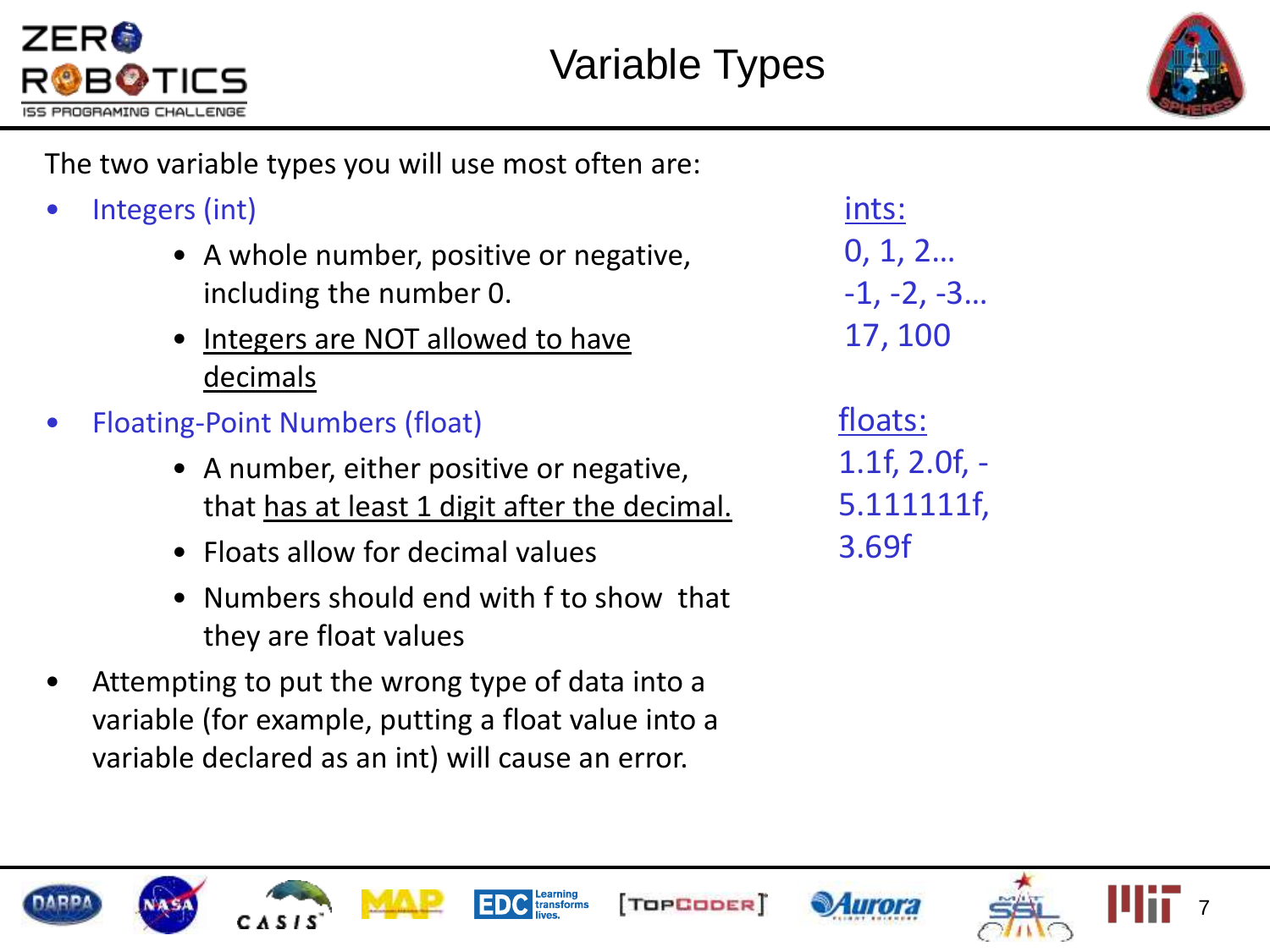# Variable Types

The two variable types you will use most often are:

- Integers (int)
  - A whole number, positive or negative, including the number 0.
  - Integers are NOT allowed to have decimals
- Floating-Point Numbers (float)
  - A number, either positive or negative, that has at least 1 digit after the decimal.
  - Floats allow for decimal values
  - Numbers should end with f to show that they are float values
- Attempting to put the wrong type of data into a variable (for example, putting a float value into a variable declared as an int) will cause an error.

ints:
0, 1, 2…
-1, -2, -3…
17, 100

floats:
1.1f, 2.0f, -5.111111f,
3.69f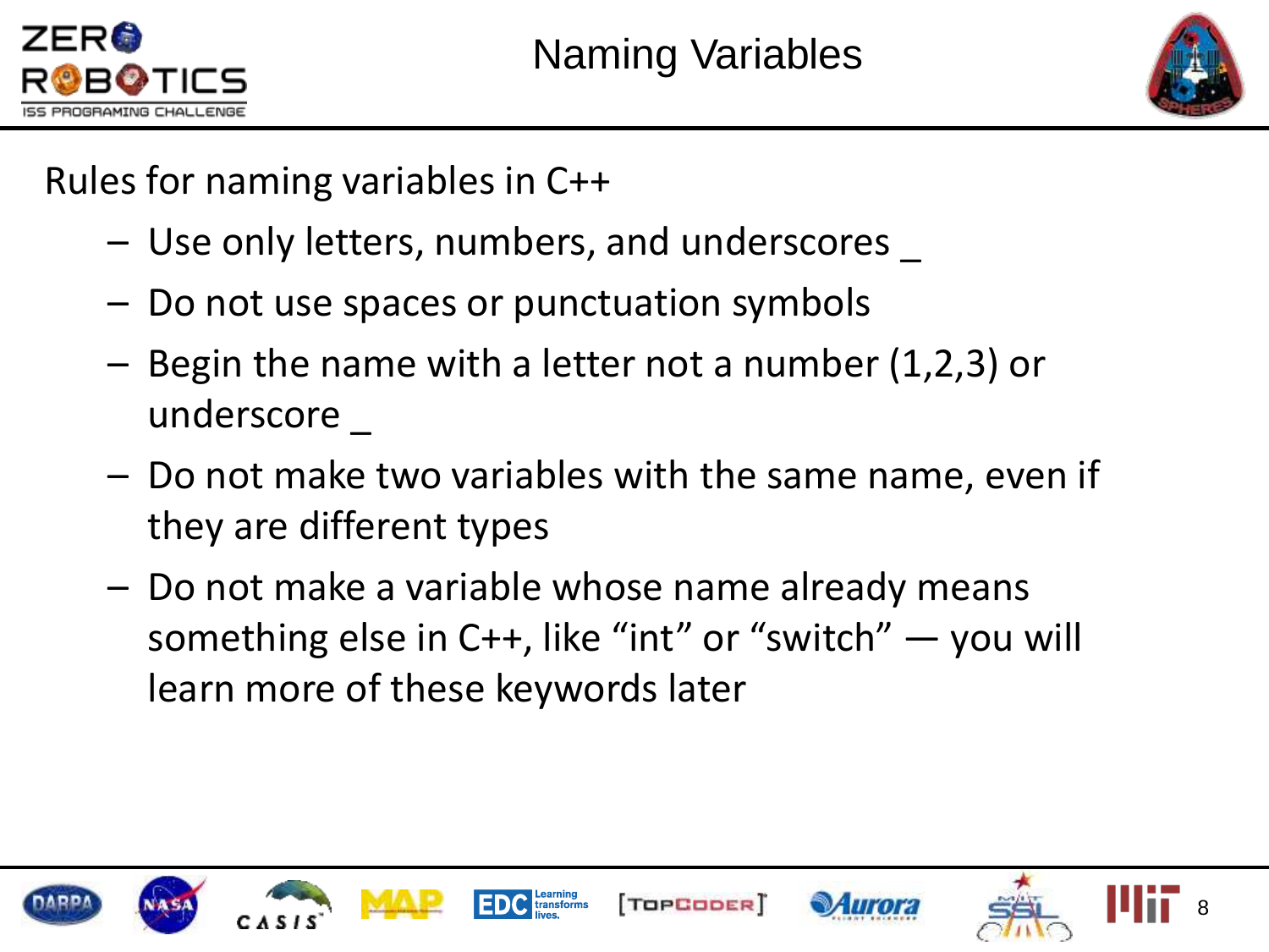# Naming Variables

Rules for naming variables in C++

- Use only letters, numbers, and underscores _
- Do not use spaces or punctuation symbols
- Begin the name with a letter not a number (1,2,3) or underscore _
- Do not make two variables with the same name, even if they are different types
- Do not make a variable whose name already means something else in C++, like “int” or “switch” — you will learn more of these keywords later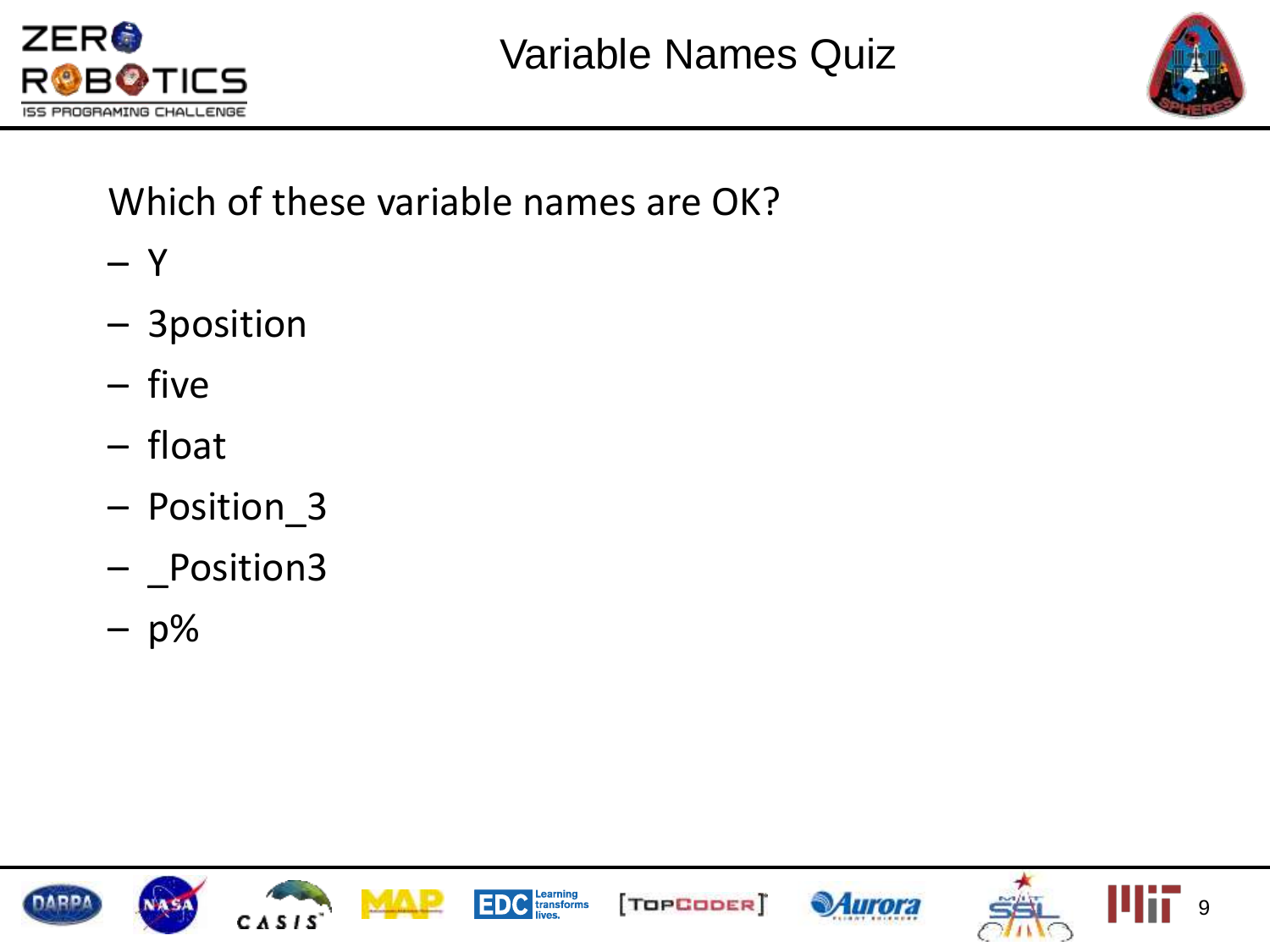# Variable Names Quiz

Which of these variable names are OK?

- Y
- 3position
- five
- float
- Position_3
- _Position3
- p%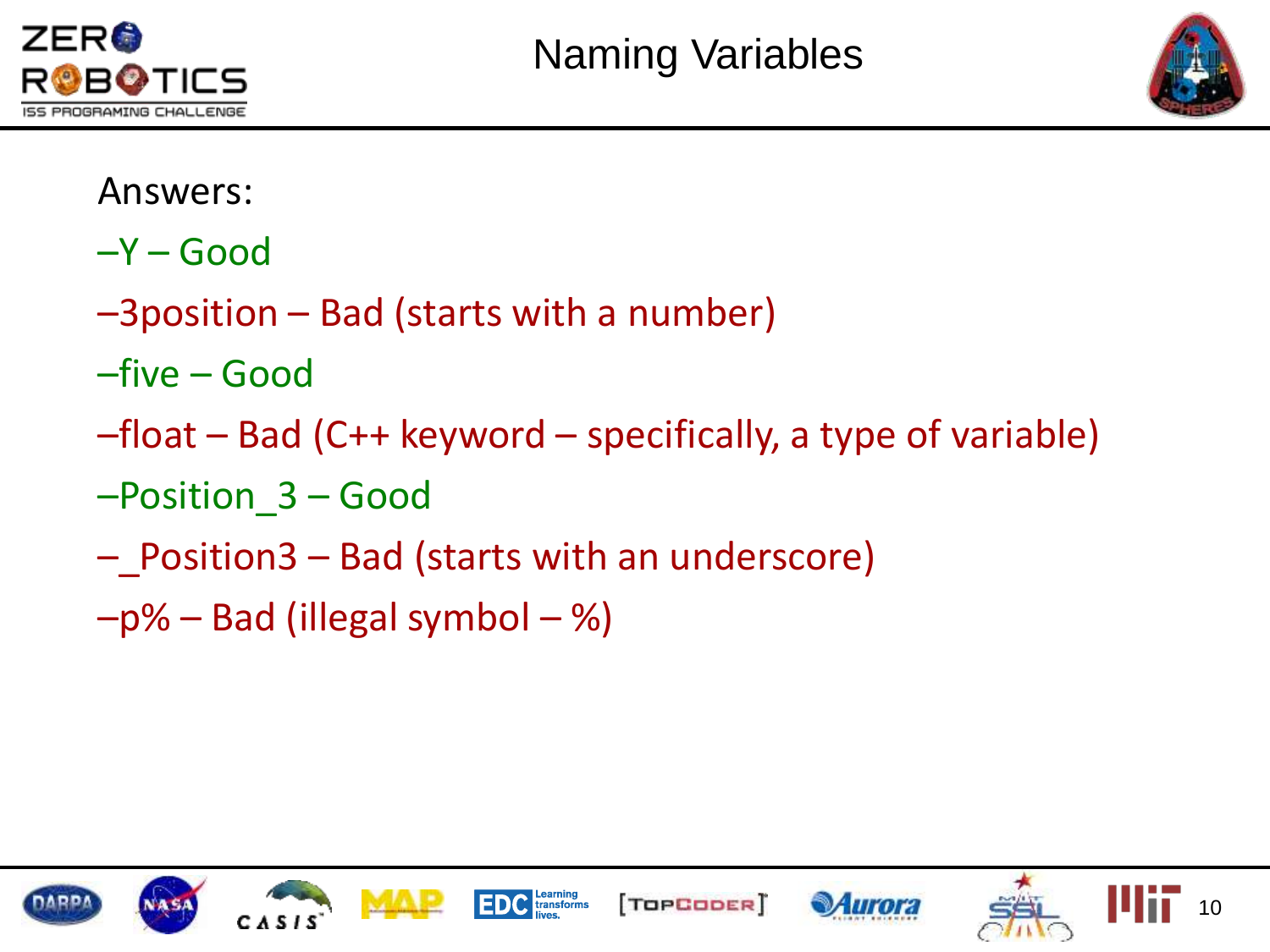# Naming Variables

Answers:

- Y – Good
- 3position – Bad (starts with a number)
- five – Good
- float – Bad (C++ keyword – specifically, a type of variable)
- Position_3 – Good
- _Position3 – Bad (starts with an underscore)
- p% – Bad (illegal symbol – %)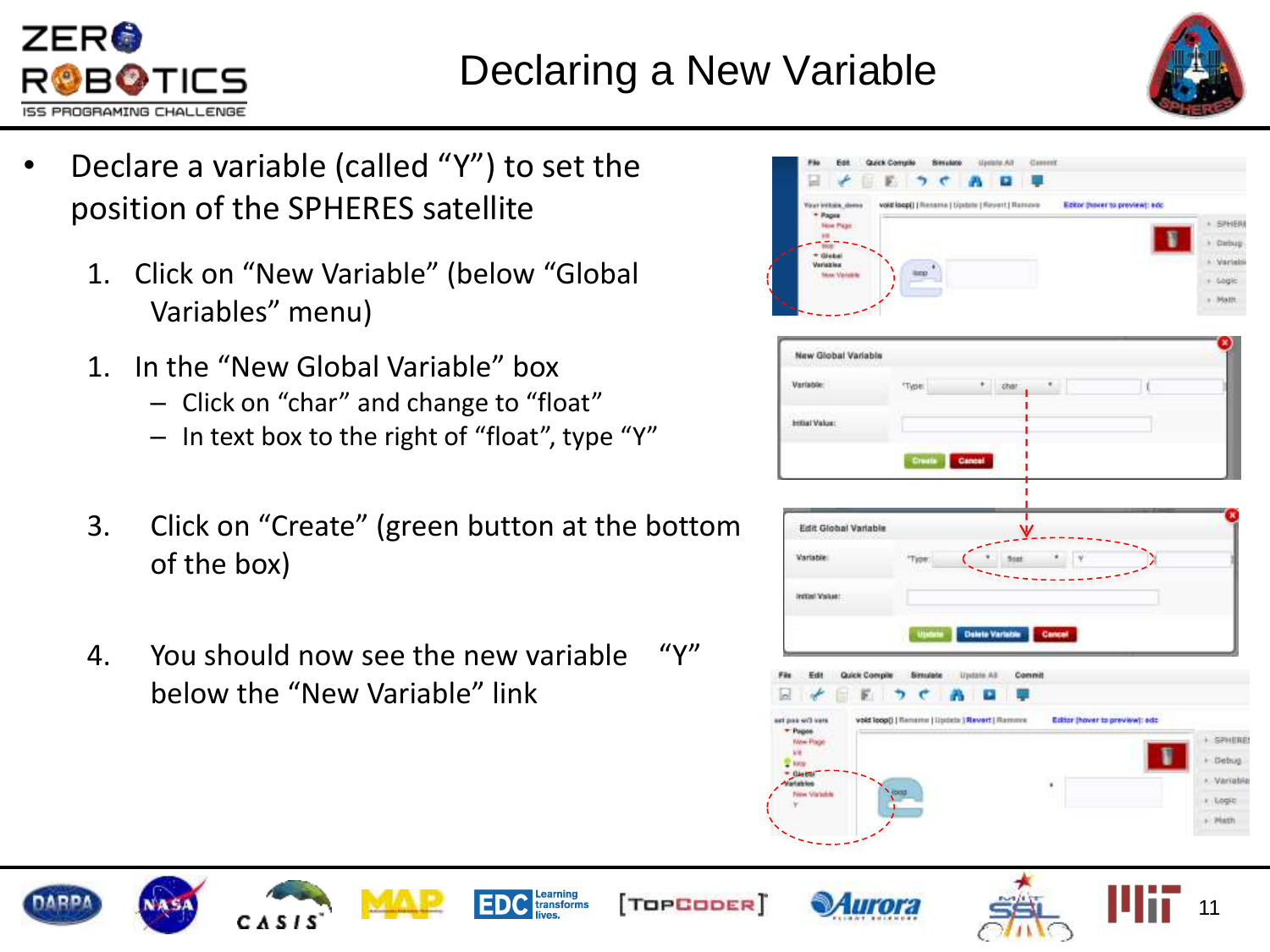# Declaring a New Variable

- Declare a variable (called "Y") to set the position of the SPHERES satellite

  1. Click on "New Variable" (below "Global Variables" menu)

  1. In the "New Global Variable" box
     - Click on "char" and change to "float"
     - In text box to the right of "float", type "Y"

  3. Click on "Create" (green button at the bottom of the box)

  4. You should now see the new variable "Y" below the "New Variable" link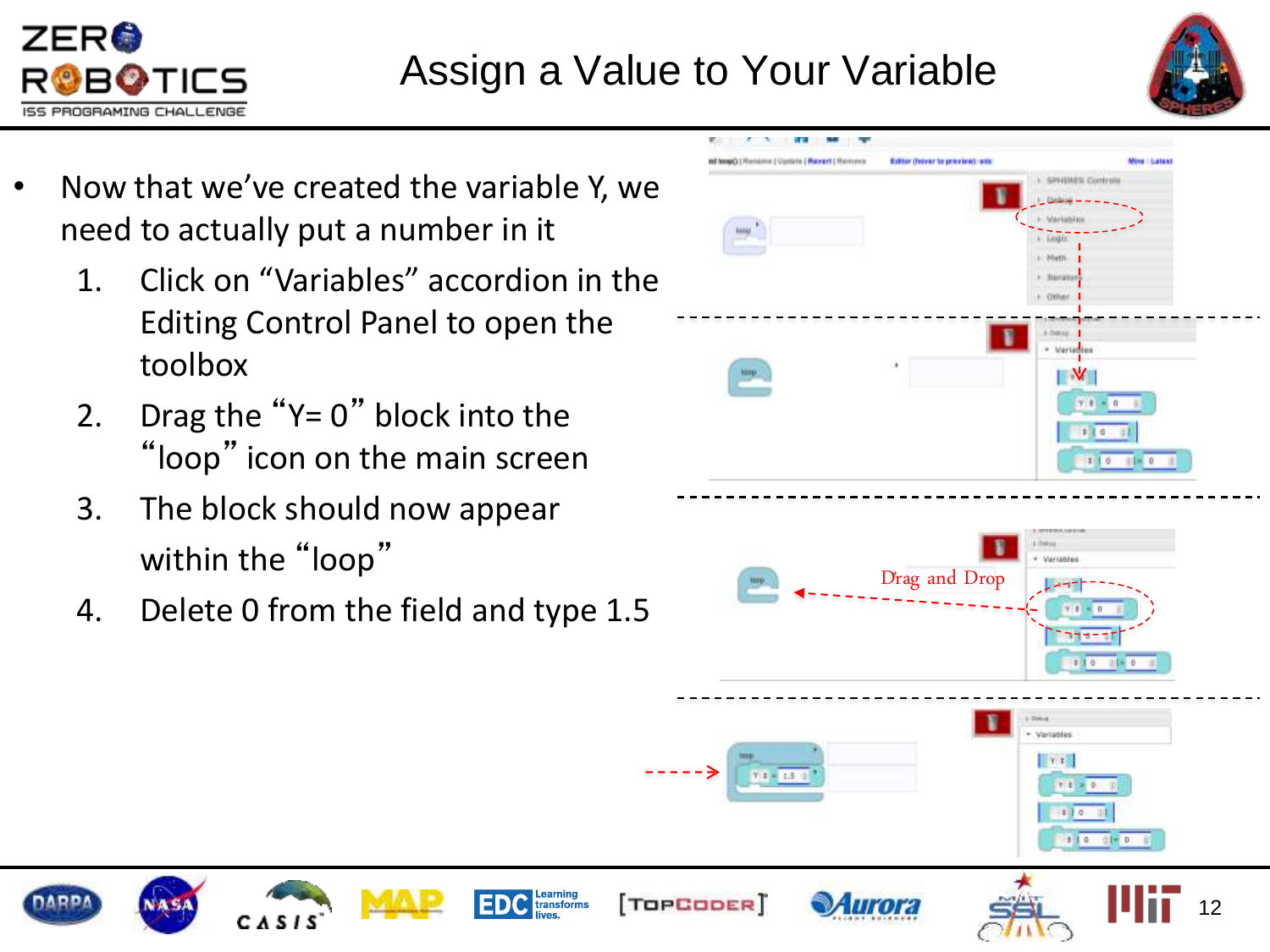# Assign a Value to Your Variable

- Now that we've created the variable Y, we need to actually put a number in it
    1. Click on "Variables" accordion in the Editing Control Panel to open the toolbox
    2. Drag the "Y= 0" block into the "loop" icon on the main screen
    3. The block should now appear within the "loop"
    4. Delete 0 from the field and type 1.5

Drag and Drop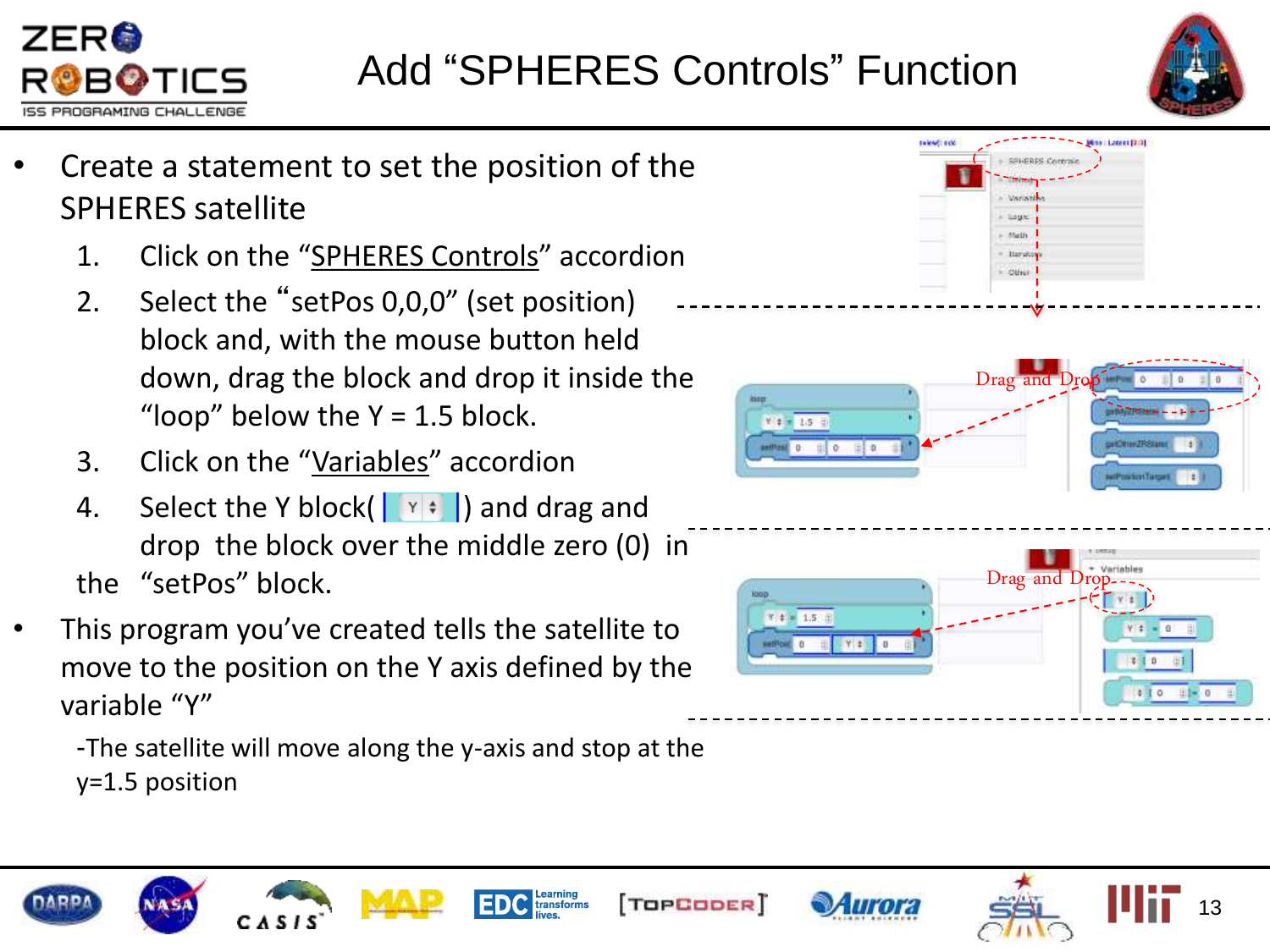# Add "SPHERES Controls" Function

- Create a statement to set the position of the SPHERES satellite
    1. Click on the "SPHERES Controls" accordion
    2. Select the "setPos 0,0,0" (set position) block and, with the mouse button held down, drag the block and drop it inside the "loop" below the Y = 1.5 block.
    3. Click on the "Variables" accordion
    4. Select the Y block( Y ) and drag and drop the block over the middle zero (0) in the "setPos" block.
- This program you've created tells the satellite to move to the position on the Y axis defined by the variable "Y"

  -The satellite will move along the y-axis and stop at the y=1.5 position

Drag and Drop

Drag and Drop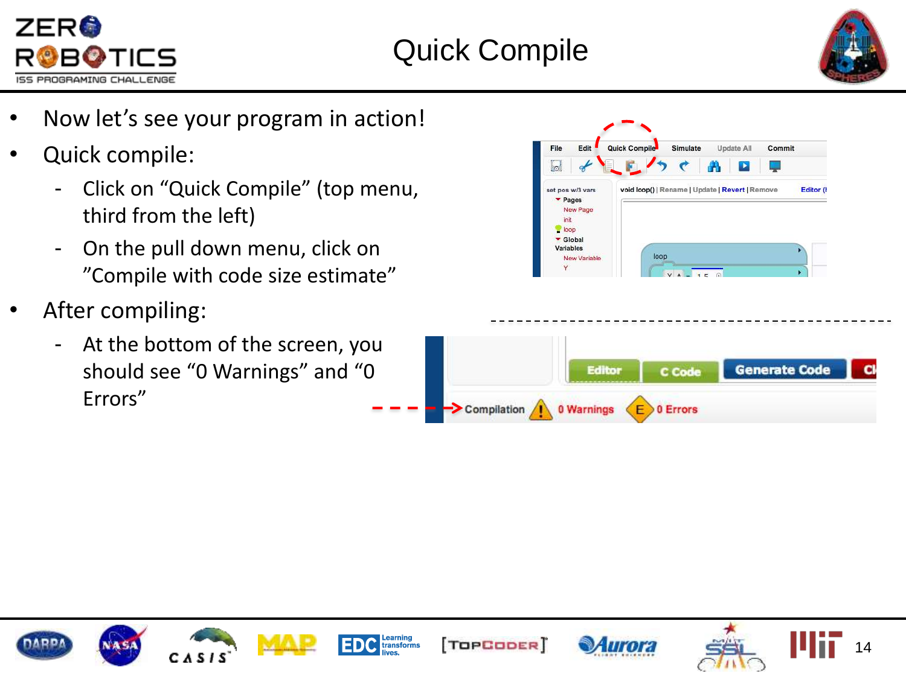# Quick Compile

- Now let's see your program in action!
- Quick compile:
  - Click on "Quick Compile" (top menu, third from the left)
  - On the pull down menu, click on "Compile with code size estimate"
- After compiling:
  - At the bottom of the screen, you should see "0 Warnings" and "0 Errors"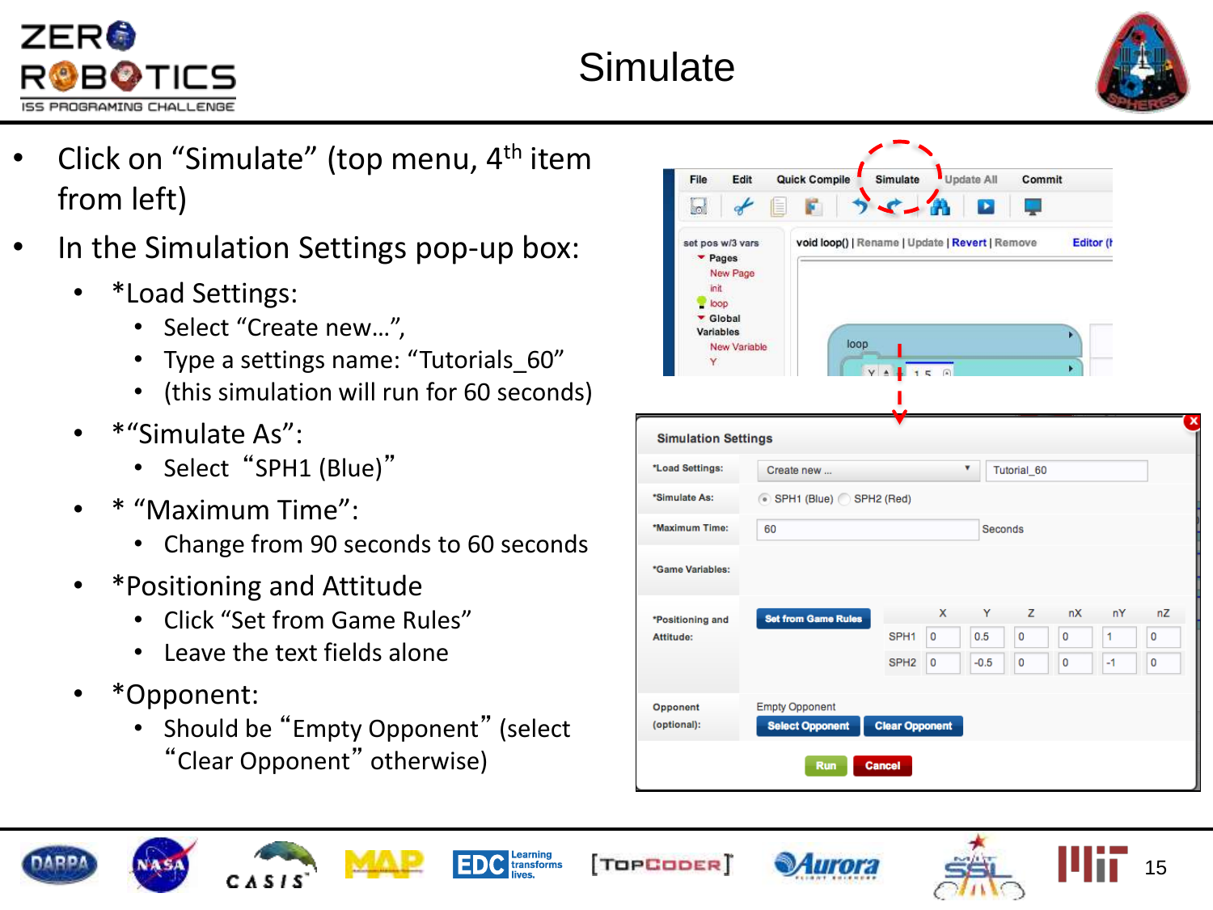# Simulate

- Click on "Simulate" (top menu, 4th item from left)
- In the Simulation Settings pop-up box:
  - *Load Settings:
    - Select "Create new…",
    - Type a settings name: "Tutorials_60"
    - (this simulation will run for 60 seconds)
  - *"Simulate As":
    - Select "SPH1 (Blue)"
  - * "Maximum Time":
    - Change from 90 seconds to 60 seconds
  - *Positioning and Attitude
    - Click "Set from Game Rules"
    - Leave the text fields alone
  - *Opponent:
    - Should be "Empty Opponent" (select "Clear Opponent" otherwise)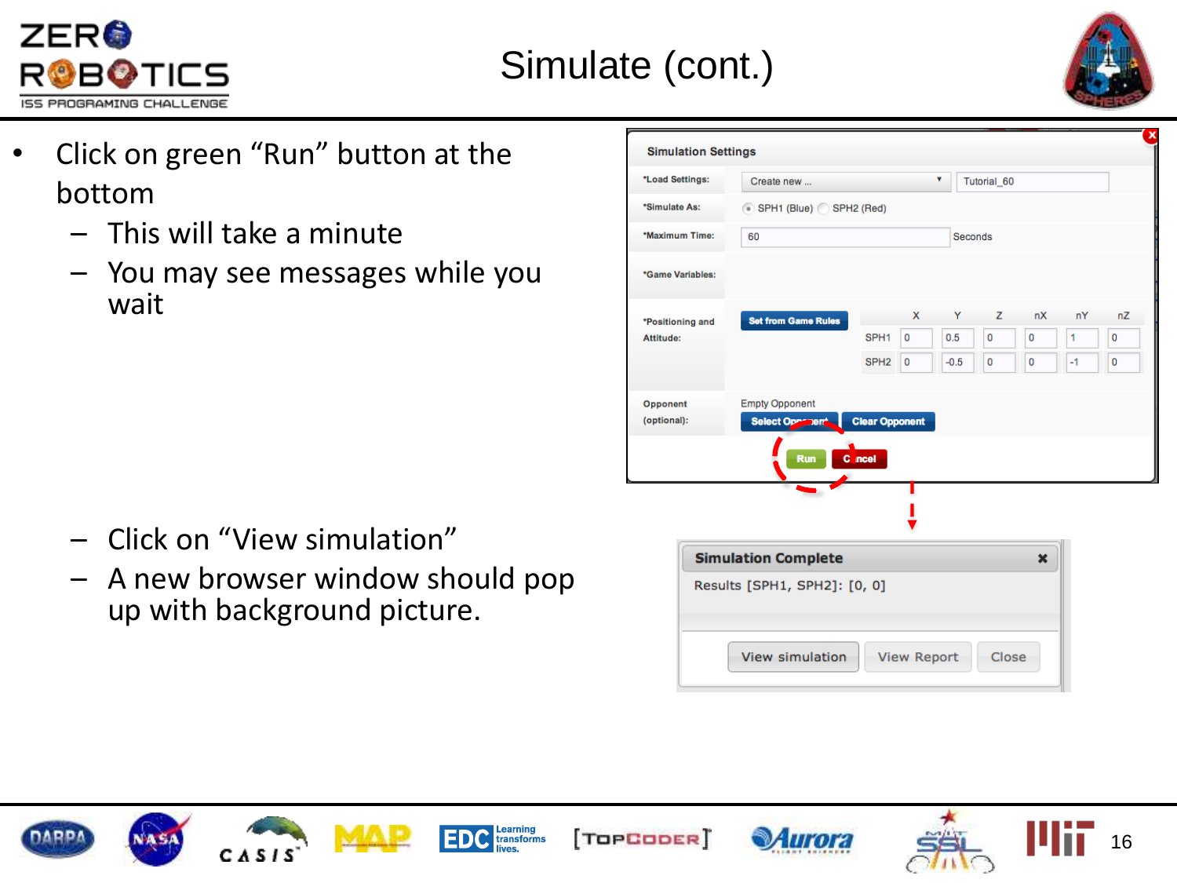# Simulate (cont.)

- Click on green "Run" button at the bottom
  - This will take a minute
  - You may see messages while you wait
  - Click on "View simulation"
  - A new browser window should pop up with background picture.

Simulation Settings

*Load Settings: Create new ... Tutorial_60

*Simulate As: SPH1 (Blue) SPH2 (Red)

*Maximum Time: 60 Seconds

*Game Variables:

*Positioning and Attitude: Set from Game Rules

| | X | Y | Z | nX | nY | nZ |
|---|---|---|---|---|---|---|
| SPH1 | 0 | 0.5 | 0 | 0 | 1 | 0 |
| SPH2 | 0 | -0.5 | 0 | 0 | -1 | 0 |

Opponent (optional): Empty Opponent

Select Opponent | Clear Opponent

Run | Cancel

Simulation Complete

Results [SPH1, SPH2]: [0, 0]

View simulation | View Report | Close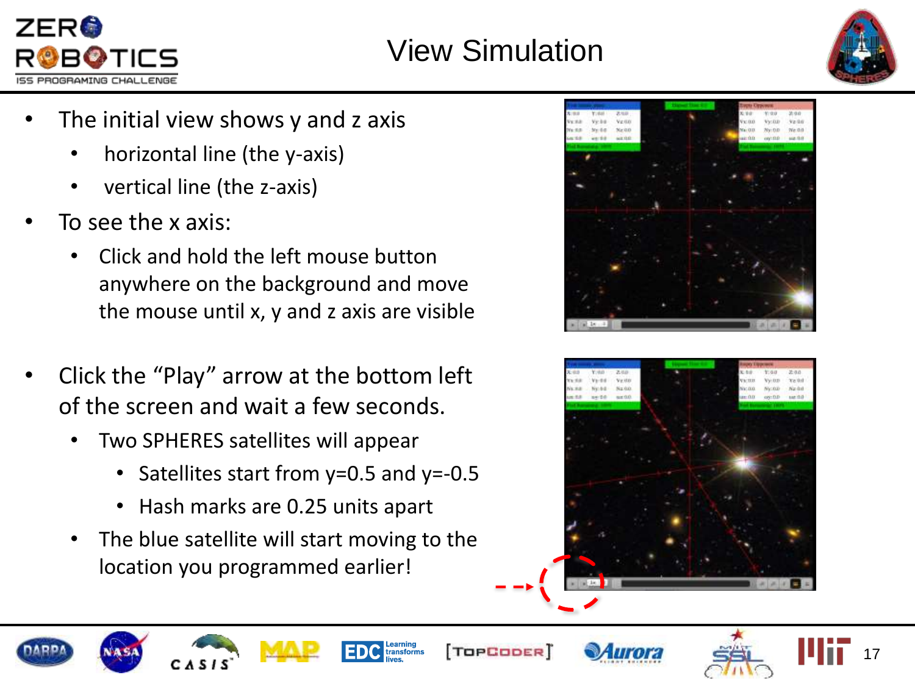# View Simulation

- The initial view shows y and z axis
  - horizontal line (the y-axis)
  - vertical line (the z-axis)
- To see the x axis:
  - Click and hold the left mouse button anywhere on the background and move the mouse until x, y and z axis are visible
- Click the “Play” arrow at the bottom left of the screen and wait a few seconds.
  - Two SPHERES satellites will appear
    - Satellites start from y=0.5 and y=-0.5
    - Hash marks are 0.25 units apart
  - The blue satellite will start moving to the location you programmed earlier!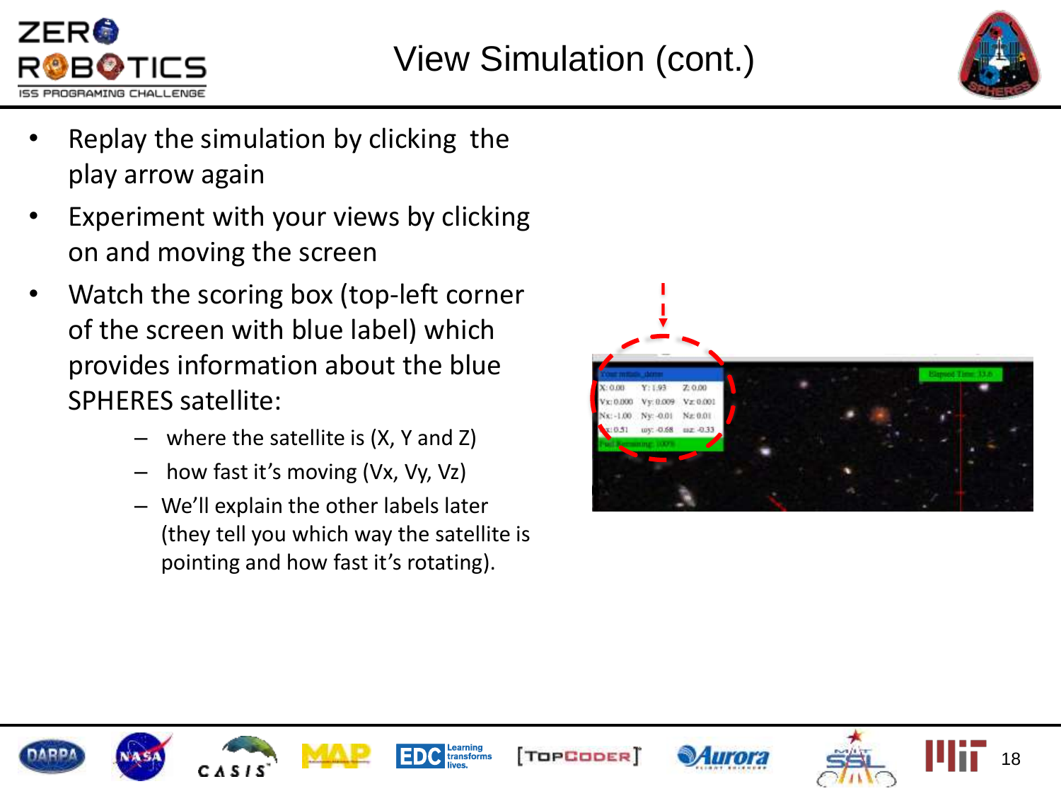# View Simulation (cont.)

- Replay the simulation by clicking the play arrow again
- Experiment with your views by clicking on and moving the screen
- Watch the scoring box (top-left corner of the screen with blue label) which provides information about the blue SPHERES satellite:
  - where the satellite is (X, Y and Z)
  - how fast it's moving (Vx, Vy, Vz)
  - We'll explain the other labels later (they tell you which way the satellite is pointing and how fast it's rotating).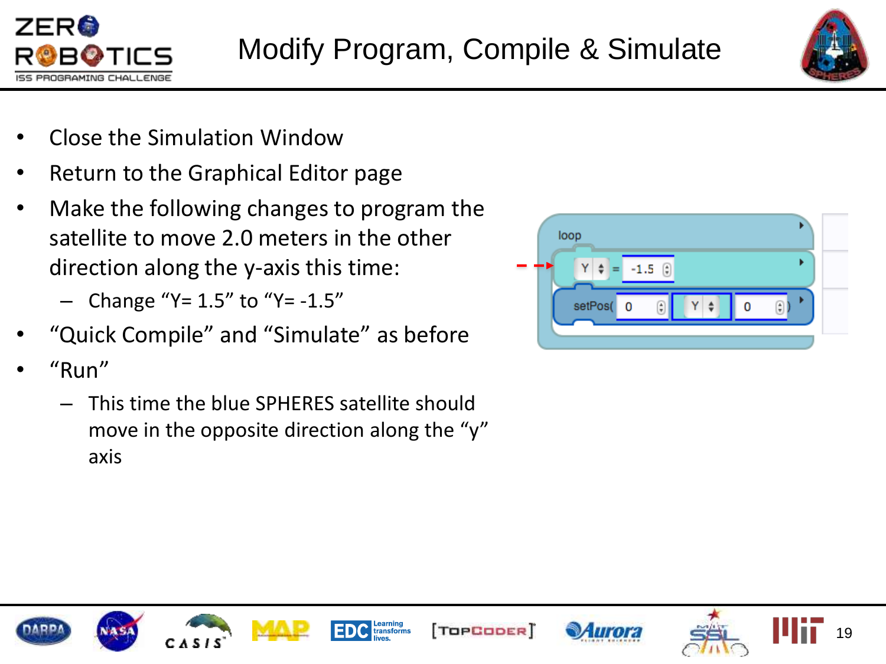# Modify Program, Compile & Simulate

- Close the Simulation Window
- Return to the Graphical Editor page
- Make the following changes to program the satellite to move 2.0 meters in the other direction along the y-axis this time:
  - Change "Y= 1.5" to "Y= -1.5"
- "Quick Compile" and "Simulate" as before
- "Run"
  - This time the blue SPHERES satellite should move in the opposite direction along the "y" axis

loop

Y = -1.5

setPos( 0 Y 0 )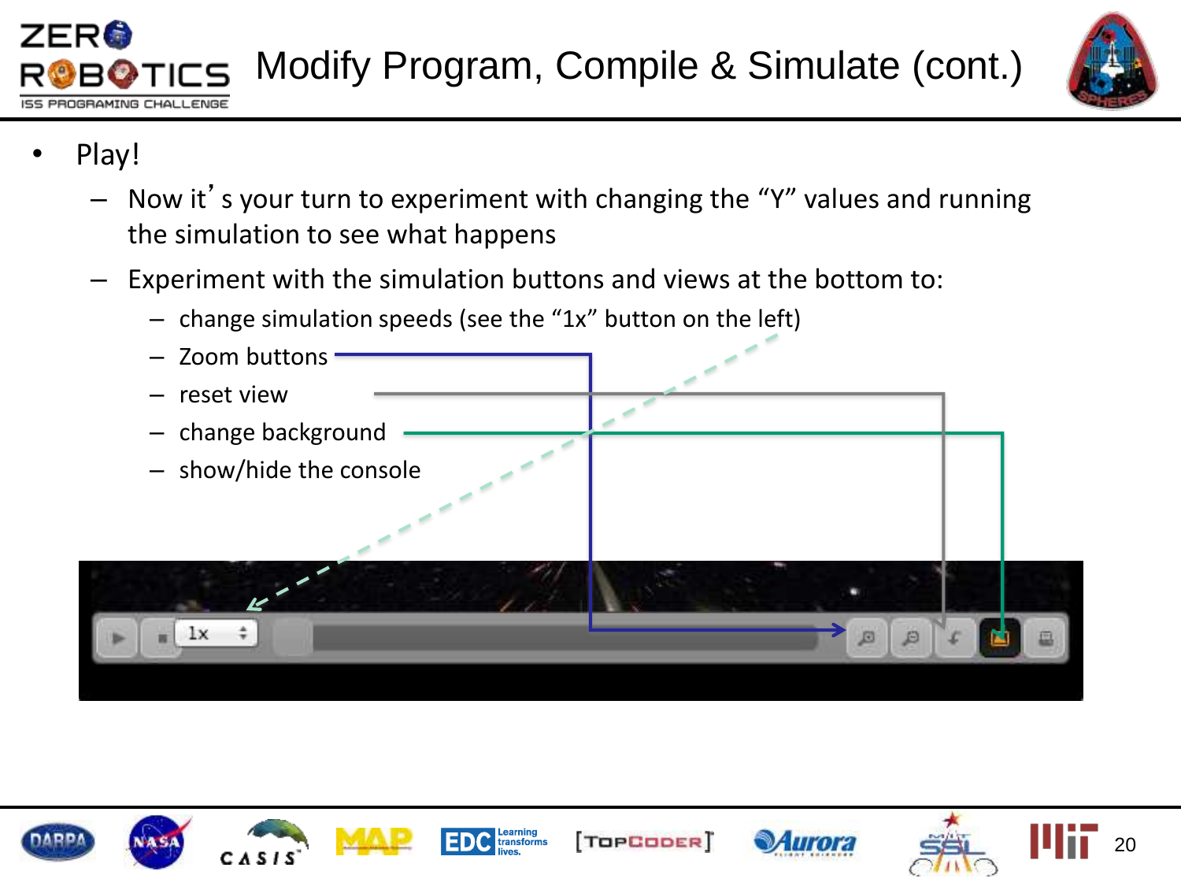# Modify Program, Compile & Simulate (cont.)

- Play!
  - Now it's your turn to experiment with changing the "Y" values and running the simulation to see what happens
  - Experiment with the simulation buttons and views at the bottom to:
    - change simulation speeds (see the "1x" button on the left)
    - Zoom buttons
    - reset view
    - change background
    - show/hide the console

1x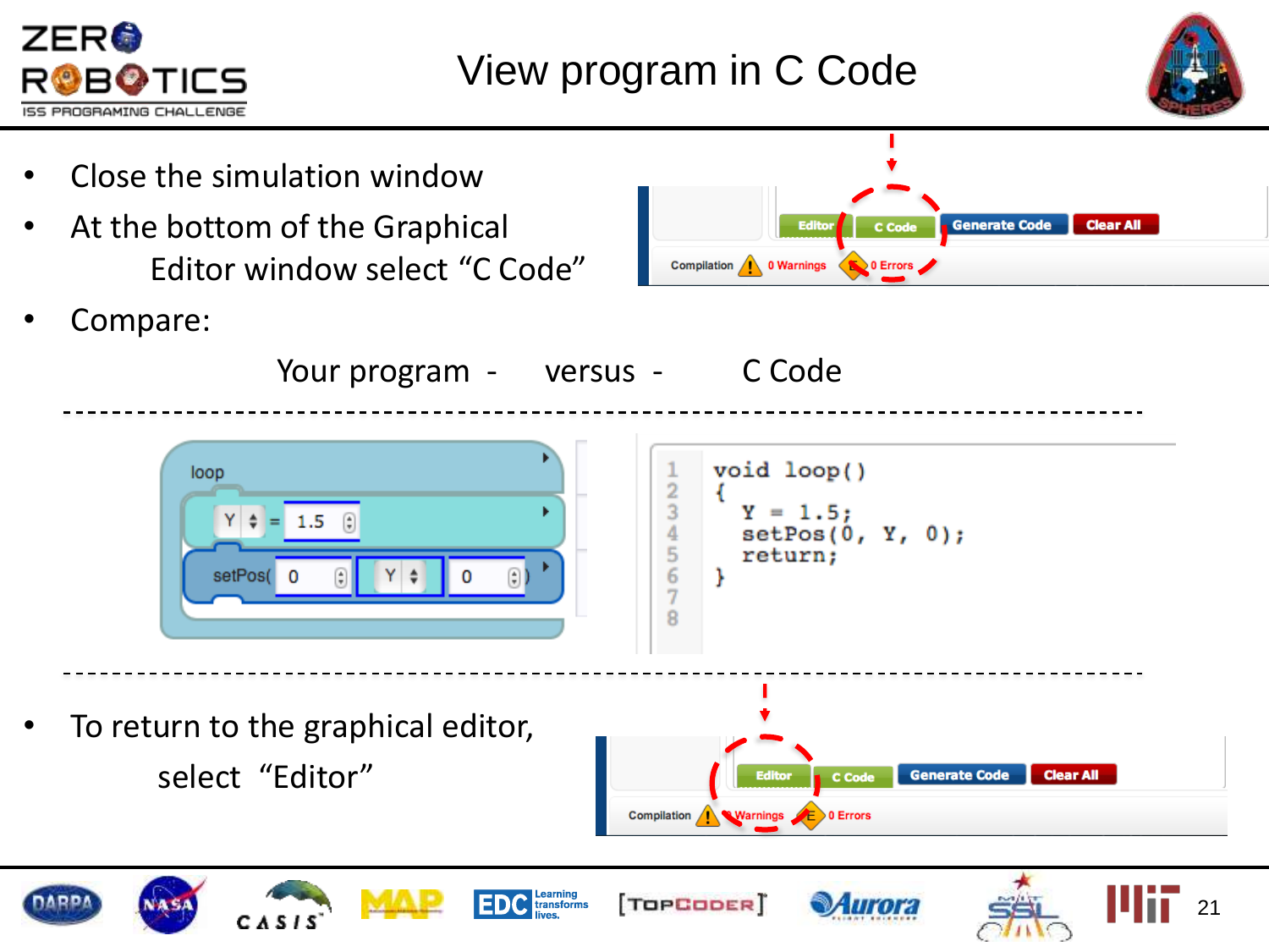# View program in C Code

- Close the simulation window
- At the bottom of the Graphical Editor window select "C Code"
- Compare:

Your program - versus - C Code

```
void loop()
{
  Y = 1.5;
  setPos(0, Y, 0);
  return;
}
```

- To return to the graphical editor, select "Editor"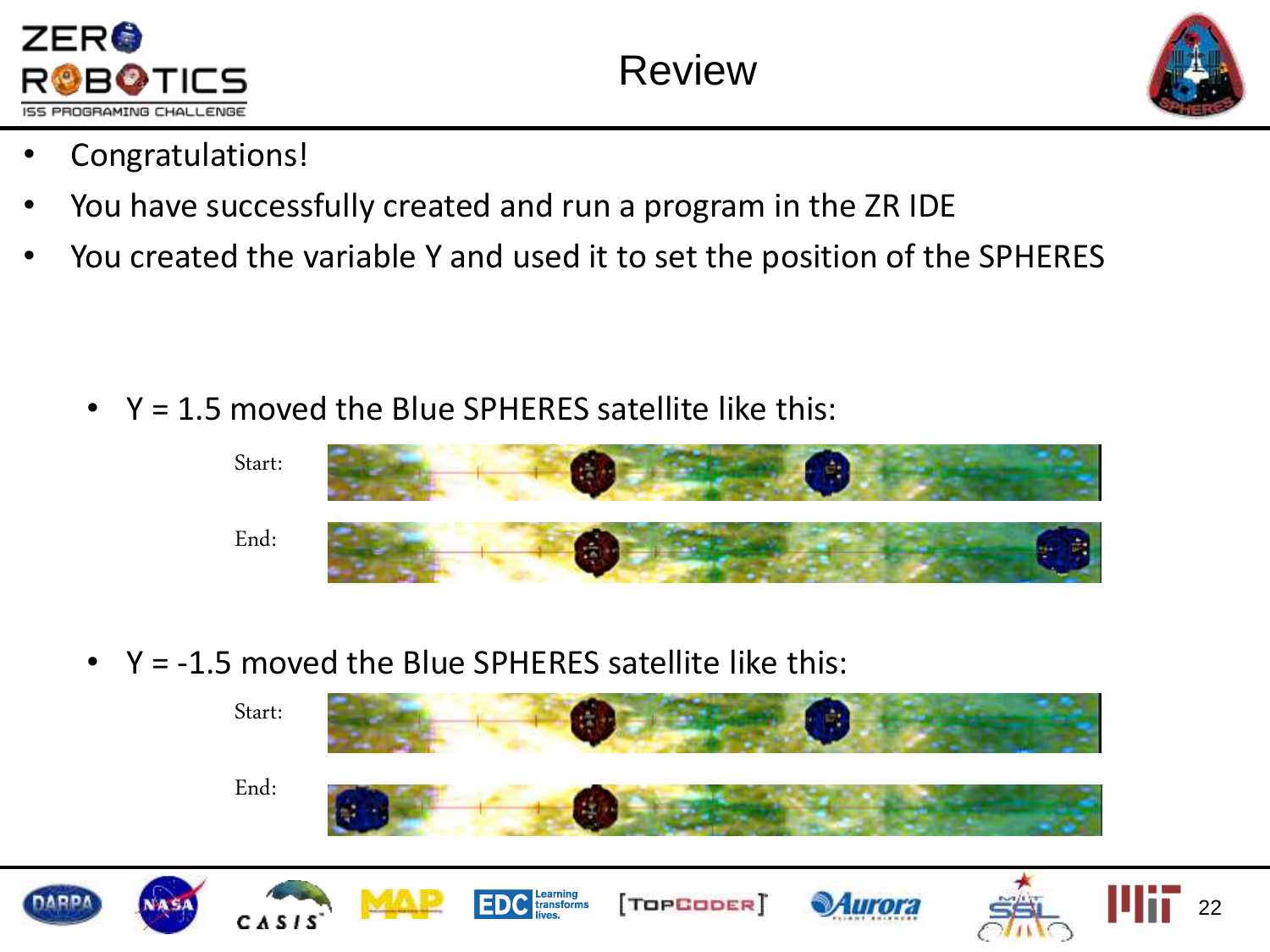# Review

- Congratulations!
- You have successfully created and run a program in the ZR IDE
- You created the variable Y and used it to set the position of the SPHERES

  - Y = 1.5 moved the Blue SPHERES satellite like this:

Start:

End:

  - Y = -1.5 moved the Blue SPHERES satellite like this:

Start:

End: